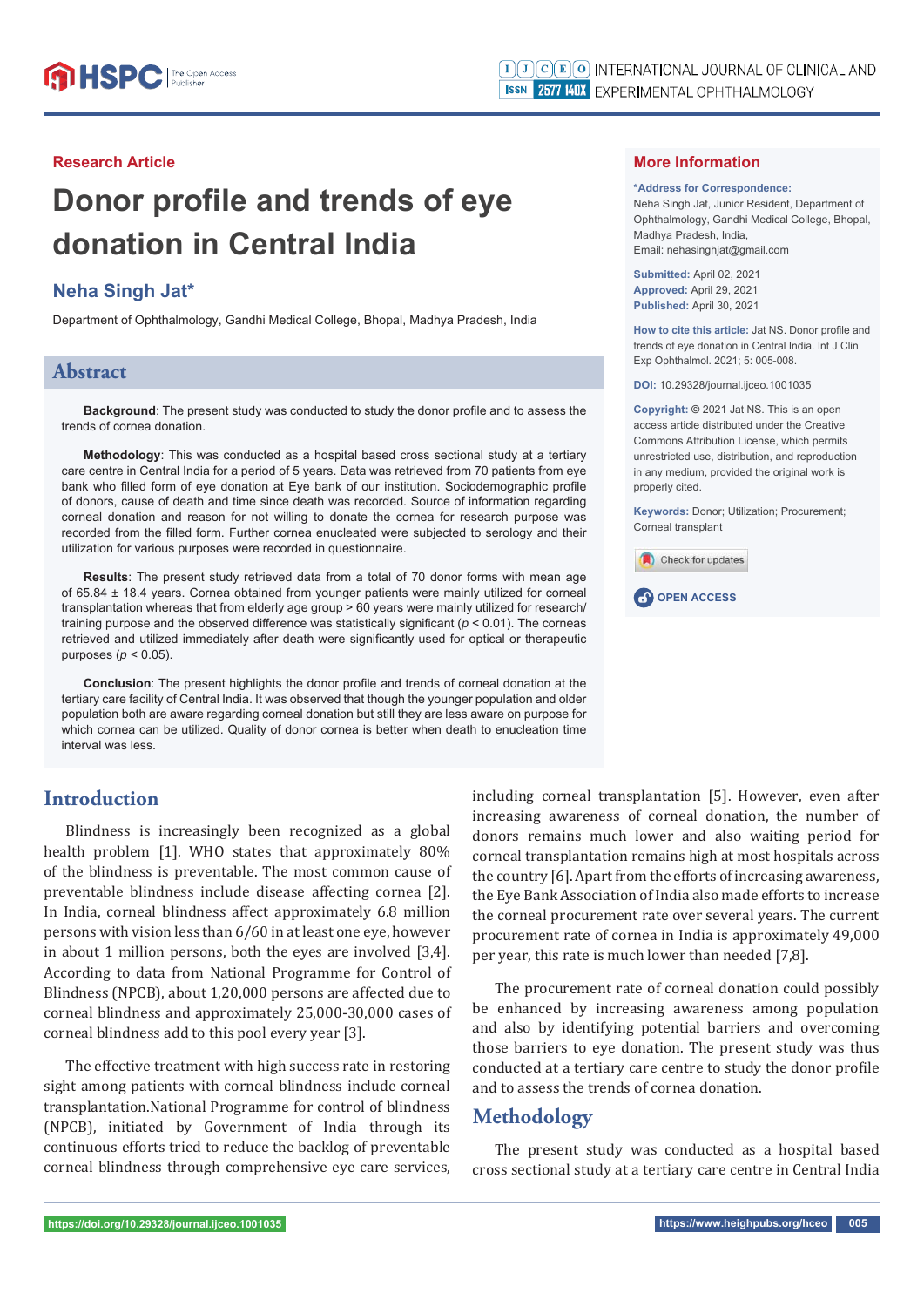Research Article

# Donor profile and trends of eye donation in Central India

## Neha Singh Jat*

Department of Ophthalmology, Gandhi Medical College, Bhopal, Madhya Pradesh, India

## More Information

**\*Address for Correspondence:** Neha Singh Jat, Junior Resident, Department of Ophthalmology, Gandhi Medical College, Bhopal, Madhya Pradesh, India, Email: nehasinghjat@gmail.com

**Submitted:** April 02, 2021
**Approved:** April 29, 2021
**Published:** April 30, 2021

**How to cite this article:** Jat NS. Donor profile and trends of eye donation in Central India. Int J Clin Exp Ophthalmol. 2021; 5: 005-008.

**DOI:** 10.29328/journal.ijceo.1001035

**Copyright:** © 2021 Jat NS. This is an open access article distributed under the Creative Commons Attribution License, which permits unrestricted use, distribution, and reproduction in any medium, provided the original work is properly cited.

**Keywords:** Donor; Utilization; Procurement; Corneal transplant

OPEN ACCESS

## Abstract

**Background**: The present study was conducted to study the donor profile and to assess the trends of cornea donation.

**Methodology**: This was conducted as a hospital based cross sectional study at a tertiary care centre in Central India for a period of 5 years. Data was retrieved from 70 patients from eye bank who filled form of eye donation at Eye bank of our institution. Sociodemographic profile of donors, cause of death and time since death was recorded. Source of information regarding corneal donation and reason for not willing to donate the cornea for research purpose was recorded from the filled form. Further cornea enucleated were subjected to serology and their utilization for various purposes were recorded in questionnaire.

**Results**: The present study retrieved data from a total of 70 donor forms with mean age of 65.84 ± 18.4 years. Cornea obtained from younger patients were mainly utilized for corneal transplantation whereas that from elderly age group > 60 years were mainly utilized for research/training purpose and the observed difference was statistically significant ($p < 0.01$). The corneas retrieved and utilized immediately after death were significantly used for optical or therapeutic purposes ($p < 0.05$).

**Conclusion**: The present highlights the donor profile and trends of corneal donation at the tertiary care facility of Central India. It was observed that though the younger population and older population both are aware regarding corneal donation but still they are less aware on purpose for which cornea can be utilized. Quality of donor cornea is better when death to enucleation time interval was less.

## Introduction

Blindness is increasingly been recognized as a global health problem [1]. WHO states that approximately 80% of the blindness is preventable. The most common cause of preventable blindness include disease affecting cornea [2]. In India, corneal blindness affect approximately 6.8 million persons with vision less than 6/60 in at least one eye, however in about 1 million persons, both the eyes are involved [3,4]. According to data from National Programme for Control of Blindness (NPCB), about 1,20,000 persons are affected due to corneal blindness and approximately 25,000-30,000 cases of corneal blindness add to this pool every year [3].

The effective treatment with high success rate in restoring sight among patients with corneal blindness include corneal transplantation.National Programme for control of blindness (NPCB), initiated by Government of India through its continuous efforts tried to reduce the backlog of preventable corneal blindness through comprehensive eye care services, including corneal transplantation [5]. However, even after increasing awareness of corneal donation, the number of donors remains much lower and also waiting period for corneal transplantation remains high at most hospitals across the country [6]. Apart from the efforts of increasing awareness, the Eye Bank Association of India also made efforts to increase the corneal procurement rate over several years. The current procurement rate of cornea in India is approximately 49,000 per year, this rate is much lower than needed [7,8].

The procurement rate of corneal donation could possibly be enhanced by increasing awareness among population and also by identifying potential barriers and overcoming those barriers to eye donation. The present study was thus conducted at a tertiary care centre to study the donor profile and to assess the trends of cornea donation.

## Methodology

The present study was conducted as a hospital based cross sectional study at a tertiary care centre in Central India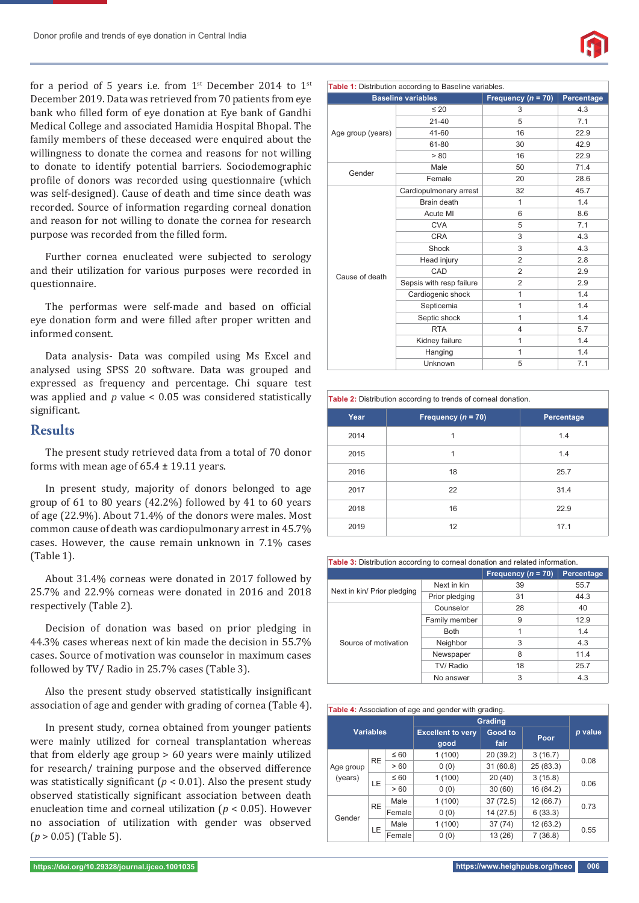for a period of 5 years i.e. from 1st December 2014 to 1st December 2019. Data was retrieved from 70 patients from eye bank who filled form of eye donation at Eye bank of Gandhi Medical College and associated Hamidia Hospital Bhopal. The family members of these deceased were enquired about the willingness to donate the cornea and reasons for not willing to donate to identify potential barriers. Sociodemographic profile of donors was recorded using questionnaire (which was self-designed). Cause of death and time since death was recorded. Source of information regarding corneal donation and reason for not willing to donate the cornea for research purpose was recorded from the filled form.

Further cornea enucleated were subjected to serology and their utilization for various purposes were recorded in questionnaire.

The performas were self-made and based on official eye donation form and were filled after proper written and informed consent.

Data analysis- Data was compiled using Ms Excel and analysed using SPSS 20 software. Data was grouped and expressed as frequency and percentage. Chi square test was applied and $p$ value < 0.05 was considered statistically significant.

## Results

The present study retrieved data from a total of 70 donor forms with mean age of 65.4 ± 19.11 years.

In present study, majority of donors belonged to age group of 61 to 80 years (42.2%) followed by 41 to 60 years of age (22.9%). About 71.4% of the donors were males. Most common cause of death was cardiopulmonary arrest in 45.7% cases. However, the cause remain unknown in 7.1% cases (Table 1).

About 31.4% corneas were donated in 2017 followed by 25.7% and 22.9% corneas were donated in 2016 and 2018 respectively (Table 2).

Decision of donation was based on prior pledging in 44.3% cases whereas next of kin made the decision in 55.7% cases. Source of motivation was counselor in maximum cases followed by TV/ Radio in 25.7% cases (Table 3).

Also the present study observed statistically insignificant association of age and gender with grading of cornea (Table 4).

In present study, cornea obtained from younger patients were mainly utilized for corneal transplantation whereas that from elderly age group > 60 years were mainly utilized for research/ training purpose and the observed difference was statistically significant ($p$ < 0.01). Also the present study observed statistically significant association between death enucleation time and corneal utilization ($p$ < 0.05). However no association of utilization with gender was observed ($p$ > 0.05) (Table 5).

**Table 1:** Distribution according to Baseline variables.

| Baseline variables | | Frequency ($n$ = 70) | Percentage |
|---|---|---|---|
| Age group (years) | ≤ 20 | 3 | 4.3 |
| | 21-40 | 5 | 7.1 |
| | 41-60 | 16 | 22.9 |
| | 61-80 | 30 | 42.9 |
| | > 80 | 16 | 22.9 |
| Gender | Male | 50 | 71.4 |
| | Female | 20 | 28.6 |
| Cause of death | Cardiopulmonary arrest | 32 | 45.7 |
| | Brain death | 1 | 1.4 |
| | Acute MI | 6 | 8.6 |
| | CVA | 5 | 7.1 |
| | CRA | 3 | 4.3 |
| | Shock | 3 | 4.3 |
| | Head injury | 2 | 2.8 |
| | CAD | 2 | 2.9 |
| | Sepsis with resp failure | 2 | 2.9 |
| | Cardiogenic shock | 1 | 1.4 |
| | Septicemia | 1 | 1.4 |
| | Septic shock | 1 | 1.4 |
| | RTA | 4 | 5.7 |
| | Kidney failure | 1 | 1.4 |
| | Hanging | 1 | 1.4 |
| | Unknown | 5 | 7.1 |

**Table 2:** Distribution according to trends of corneal donation.

| Year | Frequency ($n$ = 70) | Percentage |
|---|---|---|
| 2014 | 1 | 1.4 |
| 2015 | 1 | 1.4 |
| 2016 | 18 | 25.7 |
| 2017 | 22 | 31.4 |
| 2018 | 16 | 22.9 |
| 2019 | 12 | 17.1 |

**Table 3:** Distribution according to corneal donation and related information.

| | | Frequency ($n$ = 70) | Percentage |
|---|---|---|---|
| Next in kin/ Prior pledging | Next in kin | 39 | 55.7 |
| | Prior pledging | 31 | 44.3 |
| Source of motivation | Counselor | 28 | 40 |
| | Family member | 9 | 12.9 |
| | Both | 1 | 1.4 |
| | Neighbor | 3 | 4.3 |
| | Newspaper | 8 | 11.4 |
| | TV/ Radio | 18 | 25.7 |
| | No answer | 3 | 4.3 |

**Table 4:** Association of age and gender with grading.

| Variables | | | Grading | | | $p$ value |
|---|---|---|---|---|---|---|
| | | | Excellent to very good | Good to fair | Poor | |
| Age group (years) | RE | ≤ 60 | 1 (100) | 20 (39.2) | 3 (16.7) | 0.08 |
| | | > 60 | 0 (0) | 31 (60.8) | 25 (83.3) | |
| | LE | ≤ 60 | 1 (100) | 20 (40) | 3 (15.8) | 0.06 |
| | | > 60 | 0 (0) | 30 (60) | 16 (84.2) | |
| Gender | RE | Male | 1 (100) | 37 (72.5) | 12 (66.7) | 0.73 |
| | | Female | 0 (0) | 14 (27.5) | 6 (33.3) | |
| | LE | Male | 1 (100) | 37 (74) | 12 (63.2) | 0.55 |
| | | Female | 0 (0) | 13 (26) | 7 (36.8) | |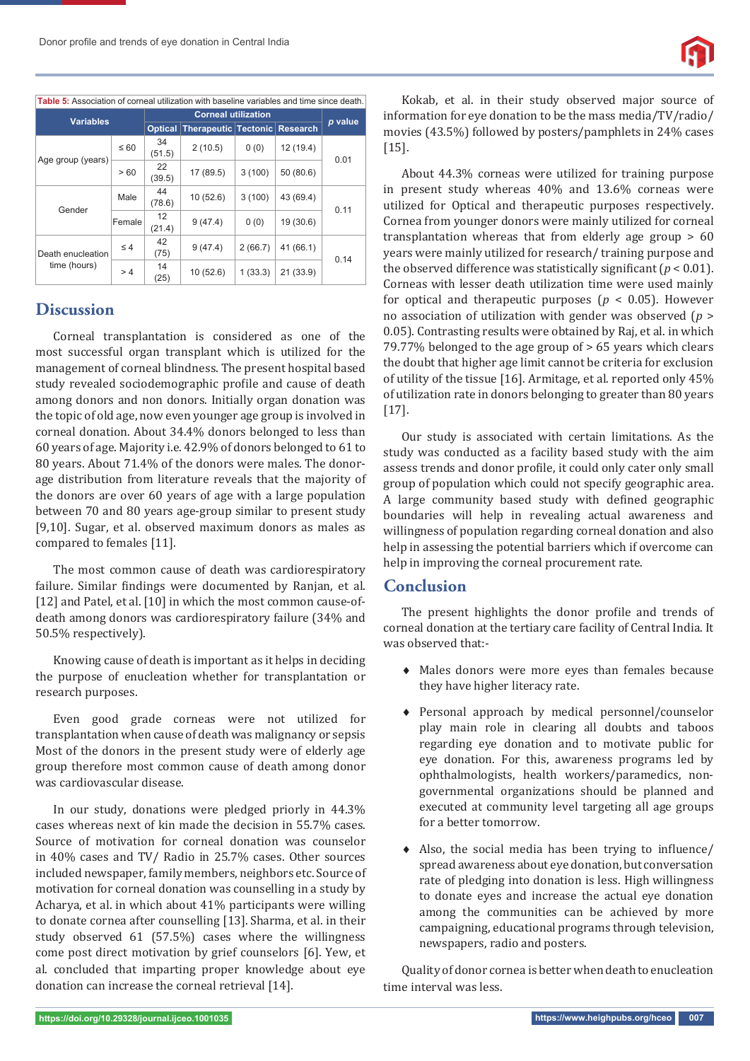**Table 5:** Association of corneal utilization with baseline variables and time since death.

| Variables | | Corneal utilization | | | | p value |
|---|---|---|---|---|---|---|
| | | Optical | Therapeutic | Tectonic | Research | |
| Age group (years) | ≤ 60 | 34 (51.5) | 2 (10.5) | 0 (0) | 12 (19.4) | 0.01 |
| | > 60 | 22 (39.5) | 17 (89.5) | 3 (100) | 50 (80.6) | |
| Gender | Male | 44 (78.6) | 10 (52.6) | 3 (100) | 43 (69.4) | 0.11 |
| | Female | 12 (21.4) | 9 (47.4) | 0 (0) | 19 (30.6) | |
| Death enucleation time (hours) | ≤ 4 | 42 (75) | 9 (47.4) | 2 (66.7) | 41 (66.1) | 0.14 |
| | > 4 | 14 (25) | 10 (52.6) | 1 (33.3) | 21 (33.9) | |

## Discussion

Corneal transplantation is considered as one of the most successful organ transplant which is utilized for the management of corneal blindness. The present hospital based study revealed sociodemographic profile and cause of death among donors and non donors. Initially organ donation was the topic of old age, now even younger age group is involved in corneal donation. About 34.4% donors belonged to less than 60 years of age. Majority i.e. 42.9% of donors belonged to 61 to 80 years. About 71.4% of the donors were males. The donor-age distribution from literature reveals that the majority of the donors are over 60 years of age with a large population between 70 and 80 years age-group similar to present study [9,10]. Sugar, et al. observed maximum donors as males as compared to females [11].

The most common cause of death was cardiorespiratory failure. Similar findings were documented by Ranjan, et al. [12] and Patel, et al. [10] in which the most common cause-of-death among donors was cardiorespiratory failure (34% and 50.5% respectively).

Knowing cause of death is important as it helps in deciding the purpose of enucleation whether for transplantation or research purposes.

Even good grade corneas were not utilized for transplantation when cause of death was malignancy or sepsis Most of the donors in the present study were of elderly age group therefore most common cause of death among donor was cardiovascular disease.

In our study, donations were pledged priorly in 44.3% cases whereas next of kin made the decision in 55.7% cases. Source of motivation for corneal donation was counselor in 40% cases and TV/ Radio in 25.7% cases. Other sources included newspaper, family members, neighbors etc. Source of motivation for corneal donation was counselling in a study by Acharya, et al. in which about 41% participants were willing to donate cornea after counselling [13]. Sharma, et al. in their study observed 61 (57.5%) cases where the willingness come post direct motivation by grief counselors [6]. Yew, et al. concluded that imparting proper knowledge about eye donation can increase the corneal retrieval [14].

Kokab, et al. in their study observed major source of information for eye donation to be the mass media/TV/radio/ movies (43.5%) followed by posters/pamphlets in 24% cases [15].

About 44.3% corneas were utilized for training purpose in present study whereas 40% and 13.6% corneas were utilized for Optical and therapeutic purposes respectively. Cornea from younger donors were mainly utilized for corneal transplantation whereas that from elderly age group > 60 years were mainly utilized for research/ training purpose and the observed difference was statistically significant ($p < 0.01$). Corneas with lesser death utilization time were used mainly for optical and therapeutic purposes ($p < 0.05$). However no association of utilization with gender was observed ($p > 0.05$). Contrasting results were obtained by Raj, et al. in which 79.77% belonged to the age group of > 65 years which clears the doubt that higher age limit cannot be criteria for exclusion of utility of the tissue [16]. Armitage, et al. reported only 45% of utilization rate in donors belonging to greater than 80 years [17].

Our study is associated with certain limitations. As the study was conducted as a facility based study with the aim assess trends and donor profile, it could only cater only small group of population which could not specify geographic area. A large community based study with defined geographic boundaries will help in revealing actual awareness and willingness of population regarding corneal donation and also help in assessing the potential barriers which if overcome can help in improving the corneal procurement rate.

## Conclusion

The present highlights the donor profile and trends of corneal donation at the tertiary care facility of Central India. It was observed that:-

- Males donors were more eyes than females because they have higher literacy rate.
- Personal approach by medical personnel/counselor play main role in clearing all doubts and taboos regarding eye donation and to motivate public for eye donation. For this, awareness programs led by ophthalmologists, health workers/paramedics, non-governmental organizations should be planned and executed at community level targeting all age groups for a better tomorrow.
- Also, the social media has been trying to influence/ spread awareness about eye donation, but conversation rate of pledging into donation is less. High willingness to donate eyes and increase the actual eye donation among the communities can be achieved by more campaigning, educational programs through television, newspapers, radio and posters.

Quality of donor cornea is better when death to enucleation time interval was less.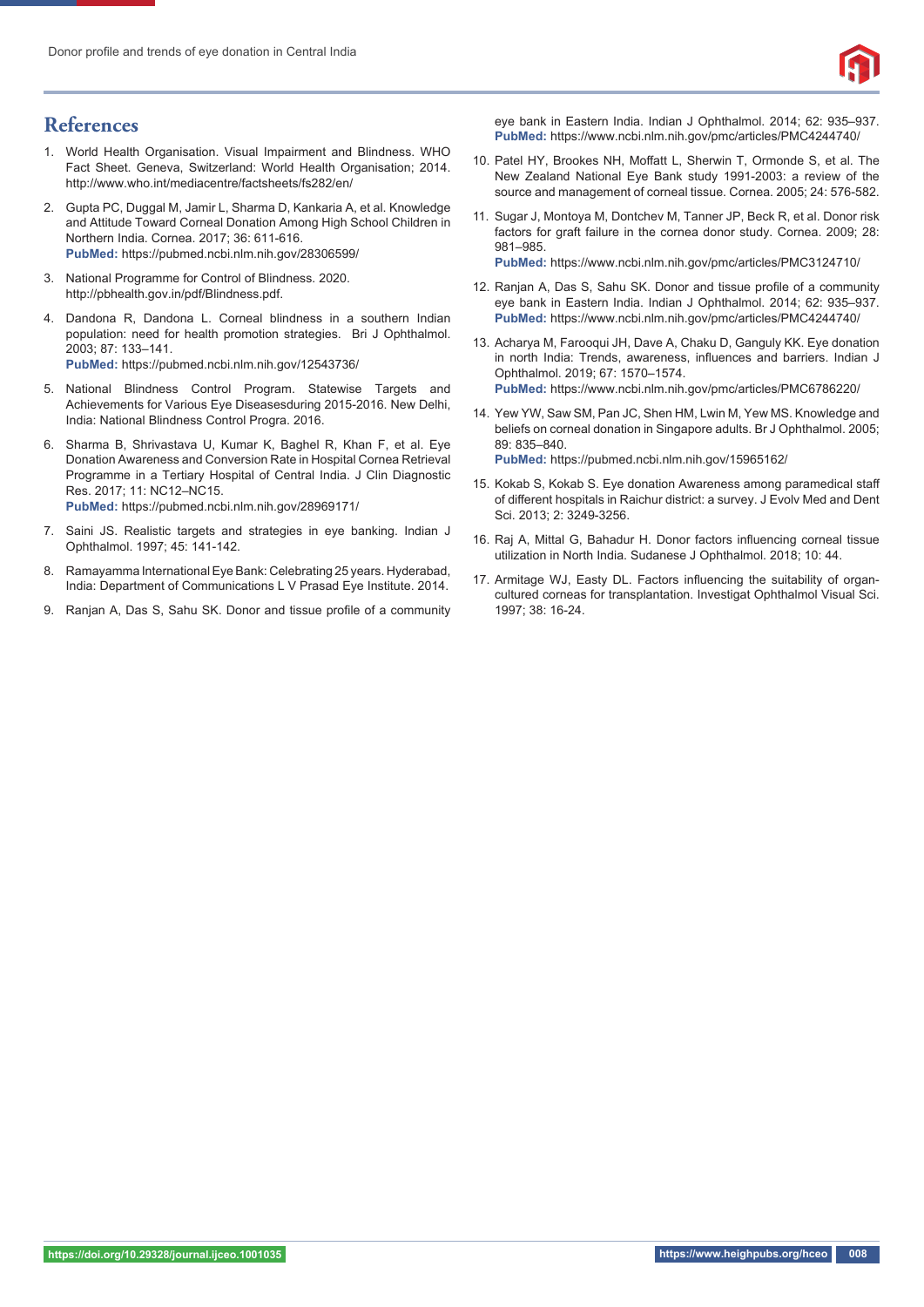## References

1. World Health Organisation. Visual Impairment and Blindness. WHO Fact Sheet. Geneva, Switzerland: World Health Organisation; 2014. http://www.who.int/mediacentre/factsheets/fs282/en/
2. Gupta PC, Duggal M, Jamir L, Sharma D, Kankaria A, et al. Knowledge and Attitude Toward Corneal Donation Among High School Children in Northern India. Cornea. 2017; 36: 611-616. **PubMed:** https://pubmed.ncbi.nlm.nih.gov/28306599/
3. National Programme for Control of Blindness. 2020. http://pbhealth.gov.in/pdf/Blindness.pdf.
4. Dandona R, Dandona L. Corneal blindness in a southern Indian population: need for health promotion strategies. Bri J Ophthalmol. 2003; 87: 133–141. **PubMed:** https://pubmed.ncbi.nlm.nih.gov/12543736/
5. National Blindness Control Program. Statewise Targets and Achievements for Various Eye Diseasesduring 2015-2016. New Delhi, India: National Blindness Control Progra. 2016.
6. Sharma B, Shrivastava U, Kumar K, Baghel R, Khan F, et al. Eye Donation Awareness and Conversion Rate in Hospital Cornea Retrieval Programme in a Tertiary Hospital of Central India. J Clin Diagnostic Res. 2017; 11: NC12–NC15. **PubMed:** https://pubmed.ncbi.nlm.nih.gov/28969171/
7. Saini JS. Realistic targets and strategies in eye banking. Indian J Ophthalmol. 1997; 45: 141-142.
8. Ramayamma International Eye Bank: Celebrating 25 years. Hyderabad, India: Department of Communications L V Prasad Eye Institute. 2014.
9. Ranjan A, Das S, Sahu SK. Donor and tissue profile of a community eye bank in Eastern India. Indian J Ophthalmol. 2014; 62: 935–937. **PubMed:** https://www.ncbi.nlm.nih.gov/pmc/articles/PMC4244740/
10. Patel HY, Brookes NH, Moffatt L, Sherwin T, Ormonde S, et al. The New Zealand National Eye Bank study 1991-2003: a review of the source and management of corneal tissue. Cornea. 2005; 24: 576-582.
11. Sugar J, Montoya M, Dontchev M, Tanner JP, Beck R, et al. Donor risk factors for graft failure in the cornea donor study. Cornea. 2009; 28: 981–985. **PubMed:** https://www.ncbi.nlm.nih.gov/pmc/articles/PMC3124710/
12. Ranjan A, Das S, Sahu SK. Donor and tissue profile of a community eye bank in Eastern India. Indian J Ophthalmol. 2014; 62: 935–937. **PubMed:** https://www.ncbi.nlm.nih.gov/pmc/articles/PMC4244740/
13. Acharya M, Farooqui JH, Dave A, Chaku D, Ganguly KK. Eye donation in north India: Trends, awareness, influences and barriers. Indian J Ophthalmol. 2019; 67: 1570–1574. **PubMed:** https://www.ncbi.nlm.nih.gov/pmc/articles/PMC6786220/
14. Yew YW, Saw SM, Pan JC, Shen HM, Lwin M, Yew MS. Knowledge and beliefs on corneal donation in Singapore adults. Br J Ophthalmol. 2005; 89: 835–840. **PubMed:** https://pubmed.ncbi.nlm.nih.gov/15965162/
15. Kokab S, Kokab S. Eye donation Awareness among paramedical staff of different hospitals in Raichur district: a survey. J Evolv Med and Dent Sci. 2013; 2: 3249-3256.
16. Raj A, Mittal G, Bahadur H. Donor factors influencing corneal tissue utilization in North India. Sudanese J Ophthalmol. 2018; 10: 44.
17. Armitage WJ, Easty DL. Factors influencing the suitability of organ-cultured corneas for transplantation. Investigat Ophthalmol Visual Sci. 1997; 38: 16-24.